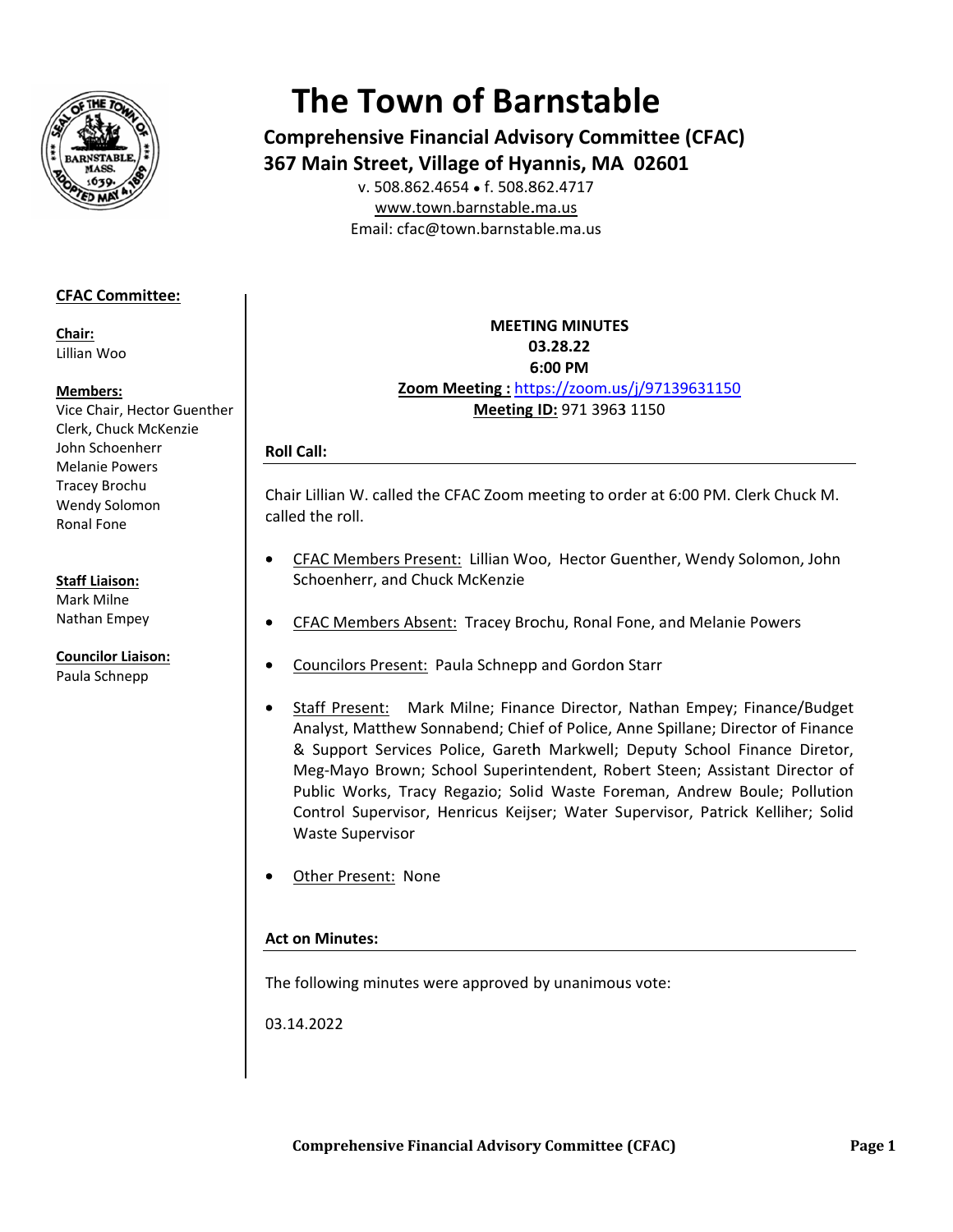# The Town of Barnstable

**Comprehensive Financial Advisory Committee (CFAC)**
**367 Main Street, Village of Hyannis, MA 02601**

v. 508.862.4654 • f. 508.862.4717
www.town.barnstable.ma.us
Email: cfac@town.barnstable.ma.us

**CFAC Committee:**

**Chair:**
Lillian Woo

**Members:**
Vice Chair, Hector Guenther
Clerk, Chuck McKenzie
John Schoenherr
Melanie Powers
Tracey Brochu
Wendy Solomon
Ronal Fone

**Staff Liaison:**
Mark Milne
Nathan Empey

**Councilor Liaison:**
Paula Schnepp

**MEETING MINUTES**
**03.28.22**
**6:00 PM**
**Zoom Meeting :** https://zoom.us/j/97139631150
**Meeting ID:** 971 3963 1150

## Roll Call:

Chair Lillian W. called the CFAC Zoom meeting to order at 6:00 PM. Clerk Chuck M. called the roll.

- CFAC Members Present: Lillian Woo, Hector Guenther, Wendy Solomon, John Schoenherr, and Chuck McKenzie
- CFAC Members Absent: Tracey Brochu, Ronal Fone, and Melanie Powers
- Councilors Present: Paula Schnepp and Gordon Starr
- Staff Present: Mark Milne; Finance Director, Nathan Empey; Finance/Budget Analyst, Matthew Sonnabend; Chief of Police, Anne Spillane; Director of Finance & Support Services Police, Gareth Markwell; Deputy School Finance Diretor, Meg-Mayo Brown; School Superintendent, Robert Steen; Assistant Director of Public Works, Tracy Regazio; Solid Waste Foreman, Andrew Boule; Pollution Control Supervisor, Henricus Keijser; Water Supervisor, Patrick Kelliher; Solid Waste Supervisor
- Other Present: None

## Act on Minutes:

The following minutes were approved by unanimous vote:

03.14.2022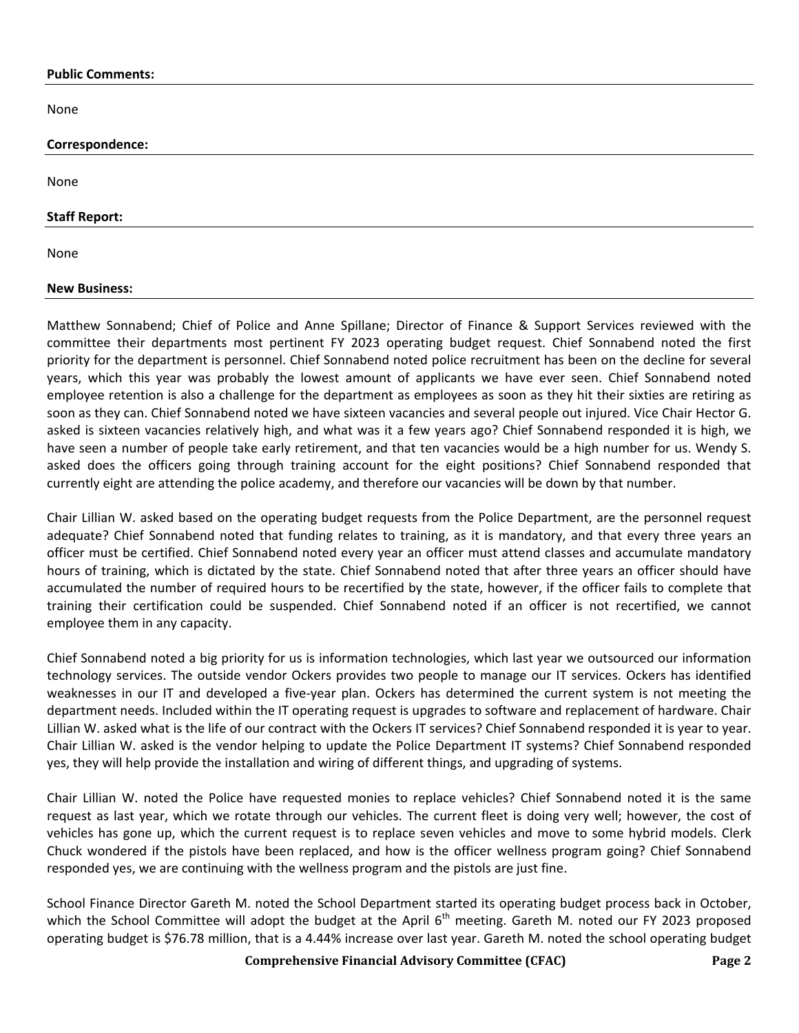**Public Comments:**

None

**Correspondence:**

None

**Staff Report:**

None

**New Business:**

Matthew Sonnabend; Chief of Police and Anne Spillane; Director of Finance & Support Services reviewed with the committee their departments most pertinent FY 2023 operating budget request. Chief Sonnabend noted the first priority for the department is personnel. Chief Sonnabend noted police recruitment has been on the decline for several years, which this year was probably the lowest amount of applicants we have ever seen. Chief Sonnabend noted employee retention is also a challenge for the department as employees as soon as they hit their sixties are retiring as soon as they can. Chief Sonnabend noted we have sixteen vacancies and several people out injured. Vice Chair Hector G. asked is sixteen vacancies relatively high, and what was it a few years ago? Chief Sonnabend responded it is high, we have seen a number of people take early retirement, and that ten vacancies would be a high number for us. Wendy S. asked does the officers going through training account for the eight positions? Chief Sonnabend responded that currently eight are attending the police academy, and therefore our vacancies will be down by that number.

Chair Lillian W. asked based on the operating budget requests from the Police Department, are the personnel request adequate? Chief Sonnabend noted that funding relates to training, as it is mandatory, and that every three years an officer must be certified. Chief Sonnabend noted every year an officer must attend classes and accumulate mandatory hours of training, which is dictated by the state. Chief Sonnabend noted that after three years an officer should have accumulated the number of required hours to be recertified by the state, however, if the officer fails to complete that training their certification could be suspended. Chief Sonnabend noted if an officer is not recertified, we cannot employee them in any capacity.

Chief Sonnabend noted a big priority for us is information technologies, which last year we outsourced our information technology services. The outside vendor Ockers provides two people to manage our IT services. Ockers has identified weaknesses in our IT and developed a five-year plan. Ockers has determined the current system is not meeting the department needs. Included within the IT operating request is upgrades to software and replacement of hardware. Chair Lillian W. asked what is the life of our contract with the Ockers IT services? Chief Sonnabend responded it is year to year. Chair Lillian W. asked is the vendor helping to update the Police Department IT systems? Chief Sonnabend responded yes, they will help provide the installation and wiring of different things, and upgrading of systems.

Chair Lillian W. noted the Police have requested monies to replace vehicles? Chief Sonnabend noted it is the same request as last year, which we rotate through our vehicles. The current fleet is doing very well; however, the cost of vehicles has gone up, which the current request is to replace seven vehicles and move to some hybrid models. Clerk Chuck wondered if the pistols have been replaced, and how is the officer wellness program going? Chief Sonnabend responded yes, we are continuing with the wellness program and the pistols are just fine.

School Finance Director Gareth M. noted the School Department started its operating budget process back in October, which the School Committee will adopt the budget at the April 6th meeting. Gareth M. noted our FY 2023 proposed operating budget is $76.78 million, that is a 4.44% increase over last year. Gareth M. noted the school operating budget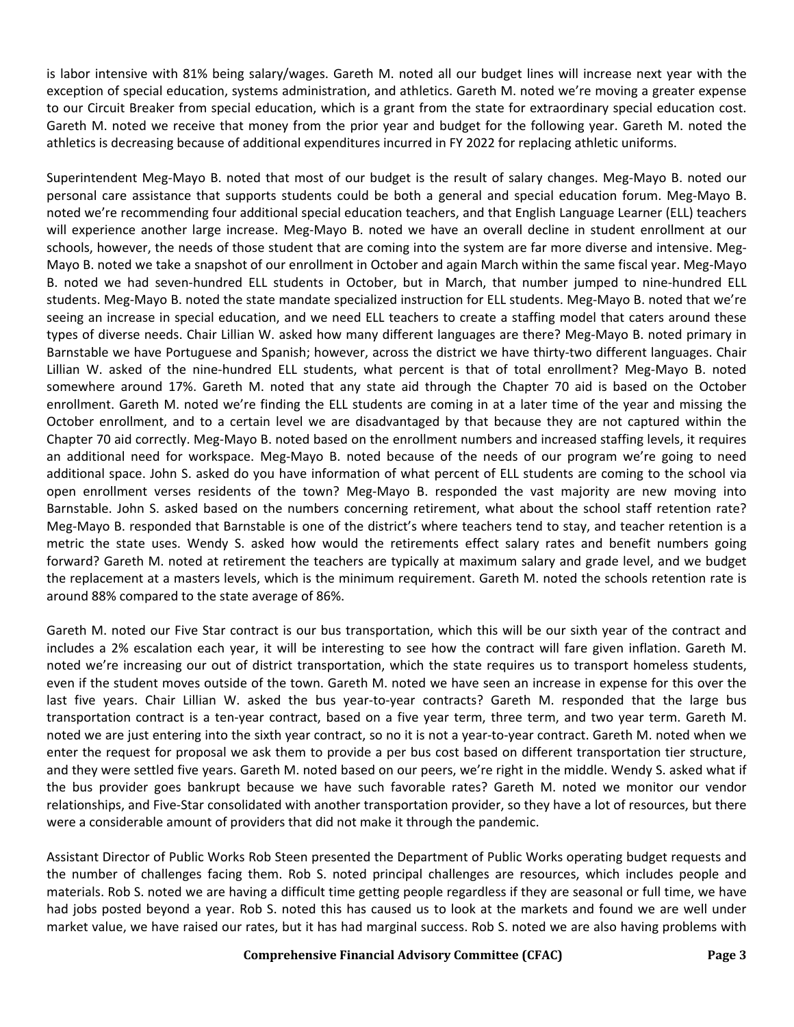is labor intensive with 81% being salary/wages. Gareth M. noted all our budget lines will increase next year with the exception of special education, systems administration, and athletics. Gareth M. noted we're moving a greater expense to our Circuit Breaker from special education, which is a grant from the state for extraordinary special education cost. Gareth M. noted we receive that money from the prior year and budget for the following year. Gareth M. noted the athletics is decreasing because of additional expenditures incurred in FY 2022 for replacing athletic uniforms.

Superintendent Meg-Mayo B. noted that most of our budget is the result of salary changes. Meg-Mayo B. noted our personal care assistance that supports students could be both a general and special education forum. Meg-Mayo B. noted we're recommending four additional special education teachers, and that English Language Learner (ELL) teachers will experience another large increase. Meg-Mayo B. noted we have an overall decline in student enrollment at our schools, however, the needs of those student that are coming into the system are far more diverse and intensive. Meg-Mayo B. noted we take a snapshot of our enrollment in October and again March within the same fiscal year. Meg-Mayo B. noted we had seven-hundred ELL students in October, but in March, that number jumped to nine-hundred ELL students. Meg-Mayo B. noted the state mandate specialized instruction for ELL students. Meg-Mayo B. noted that we're seeing an increase in special education, and we need ELL teachers to create a staffing model that caters around these types of diverse needs. Chair Lillian W. asked how many different languages are there? Meg-Mayo B. noted primary in Barnstable we have Portuguese and Spanish; however, across the district we have thirty-two different languages. Chair Lillian W. asked of the nine-hundred ELL students, what percent is that of total enrollment? Meg-Mayo B. noted somewhere around 17%. Gareth M. noted that any state aid through the Chapter 70 aid is based on the October enrollment. Gareth M. noted we're finding the ELL students are coming in at a later time of the year and missing the October enrollment, and to a certain level we are disadvantaged by that because they are not captured within the Chapter 70 aid correctly. Meg-Mayo B. noted based on the enrollment numbers and increased staffing levels, it requires an additional need for workspace. Meg-Mayo B. noted because of the needs of our program we're going to need additional space. John S. asked do you have information of what percent of ELL students are coming to the school via open enrollment verses residents of the town? Meg-Mayo B. responded the vast majority are new moving into Barnstable. John S. asked based on the numbers concerning retirement, what about the school staff retention rate? Meg-Mayo B. responded that Barnstable is one of the district's where teachers tend to stay, and teacher retention is a metric the state uses. Wendy S. asked how would the retirements effect salary rates and benefit numbers going forward? Gareth M. noted at retirement the teachers are typically at maximum salary and grade level, and we budget the replacement at a masters levels, which is the minimum requirement. Gareth M. noted the schools retention rate is around 88% compared to the state average of 86%.

Gareth M. noted our Five Star contract is our bus transportation, which this will be our sixth year of the contract and includes a 2% escalation each year, it will be interesting to see how the contract will fare given inflation. Gareth M. noted we're increasing our out of district transportation, which the state requires us to transport homeless students, even if the student moves outside of the town. Gareth M. noted we have seen an increase in expense for this over the last five years. Chair Lillian W. asked the bus year-to-year contracts? Gareth M. responded that the large bus transportation contract is a ten-year contract, based on a five year term, three term, and two year term. Gareth M. noted we are just entering into the sixth year contract, so no it is not a year-to-year contract. Gareth M. noted when we enter the request for proposal we ask them to provide a per bus cost based on different transportation tier structure, and they were settled five years. Gareth M. noted based on our peers, we're right in the middle. Wendy S. asked what if the bus provider goes bankrupt because we have such favorable rates? Gareth M. noted we monitor our vendor relationships, and Five-Star consolidated with another transportation provider, so they have a lot of resources, but there were a considerable amount of providers that did not make it through the pandemic.

Assistant Director of Public Works Rob Steen presented the Department of Public Works operating budget requests and the number of challenges facing them. Rob S. noted principal challenges are resources, which includes people and materials. Rob S. noted we are having a difficult time getting people regardless if they are seasonal or full time, we have had jobs posted beyond a year. Rob S. noted this has caused us to look at the markets and found we are well under market value, we have raised our rates, but it has had marginal success. Rob S. noted we are also having problems with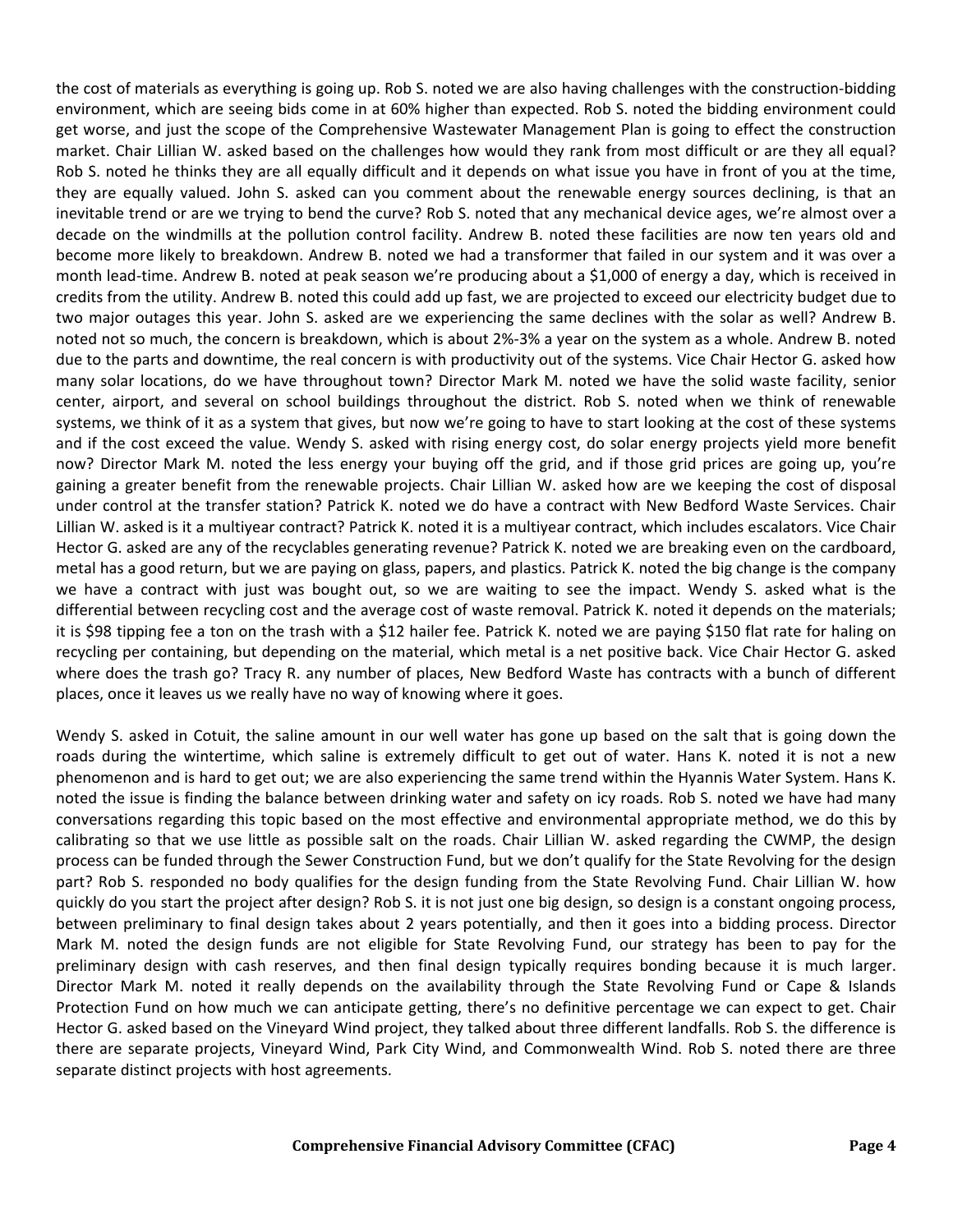the cost of materials as everything is going up. Rob S. noted we are also having challenges with the construction-bidding environment, which are seeing bids come in at 60% higher than expected. Rob S. noted the bidding environment could get worse, and just the scope of the Comprehensive Wastewater Management Plan is going to effect the construction market. Chair Lillian W. asked based on the challenges how would they rank from most difficult or are they all equal? Rob S. noted he thinks they are all equally difficult and it depends on what issue you have in front of you at the time, they are equally valued. John S. asked can you comment about the renewable energy sources declining, is that an inevitable trend or are we trying to bend the curve? Rob S. noted that any mechanical device ages, we're almost over a decade on the windmills at the pollution control facility. Andrew B. noted these facilities are now ten years old and become more likely to breakdown. Andrew B. noted we had a transformer that failed in our system and it was over a month lead-time. Andrew B. noted at peak season we're producing about a $1,000 of energy a day, which is received in credits from the utility. Andrew B. noted this could add up fast, we are projected to exceed our electricity budget due to two major outages this year. John S. asked are we experiencing the same declines with the solar as well? Andrew B. noted not so much, the concern is breakdown, which is about 2%-3% a year on the system as a whole. Andrew B. noted due to the parts and downtime, the real concern is with productivity out of the systems. Vice Chair Hector G. asked how many solar locations, do we have throughout town? Director Mark M. noted we have the solid waste facility, senior center, airport, and several on school buildings throughout the district. Rob S. noted when we think of renewable systems, we think of it as a system that gives, but now we're going to have to start looking at the cost of these systems and if the cost exceed the value. Wendy S. asked with rising energy cost, do solar energy projects yield more benefit now? Director Mark M. noted the less energy your buying off the grid, and if those grid prices are going up, you're gaining a greater benefit from the renewable projects. Chair Lillian W. asked how are we keeping the cost of disposal under control at the transfer station? Patrick K. noted we do have a contract with New Bedford Waste Services. Chair Lillian W. asked is it a multiyear contract? Patrick K. noted it is a multiyear contract, which includes escalators. Vice Chair Hector G. asked are any of the recyclables generating revenue? Patrick K. noted we are breaking even on the cardboard, metal has a good return, but we are paying on glass, papers, and plastics. Patrick K. noted the big change is the company we have a contract with just was bought out, so we are waiting to see the impact. Wendy S. asked what is the differential between recycling cost and the average cost of waste removal. Patrick K. noted it depends on the materials; it is $98 tipping fee a ton on the trash with a $12 hailer fee. Patrick K. noted we are paying $150 flat rate for haling on recycling per containing, but depending on the material, which metal is a net positive back. Vice Chair Hector G. asked where does the trash go? Tracy R. any number of places, New Bedford Waste has contracts with a bunch of different places, once it leaves us we really have no way of knowing where it goes.

Wendy S. asked in Cotuit, the saline amount in our well water has gone up based on the salt that is going down the roads during the wintertime, which saline is extremely difficult to get out of water. Hans K. noted it is not a new phenomenon and is hard to get out; we are also experiencing the same trend within the Hyannis Water System. Hans K. noted the issue is finding the balance between drinking water and safety on icy roads. Rob S. noted we have had many conversations regarding this topic based on the most effective and environmental appropriate method, we do this by calibrating so that we use little as possible salt on the roads. Chair Lillian W. asked regarding the CWMP, the design process can be funded through the Sewer Construction Fund, but we don't qualify for the State Revolving for the design part? Rob S. responded no body qualifies for the design funding from the State Revolving Fund. Chair Lillian W. how quickly do you start the project after design? Rob S. it is not just one big design, so design is a constant ongoing process, between preliminary to final design takes about 2 years potentially, and then it goes into a bidding process. Director Mark M. noted the design funds are not eligible for State Revolving Fund, our strategy has been to pay for the preliminary design with cash reserves, and then final design typically requires bonding because it is much larger. Director Mark M. noted it really depends on the availability through the State Revolving Fund or Cape & Islands Protection Fund on how much we can anticipate getting, there's no definitive percentage we can expect to get. Chair Hector G. asked based on the Vineyard Wind project, they talked about three different landfalls. Rob S. the difference is there are separate projects, Vineyard Wind, Park City Wind, and Commonwealth Wind. Rob S. noted there are three separate distinct projects with host agreements.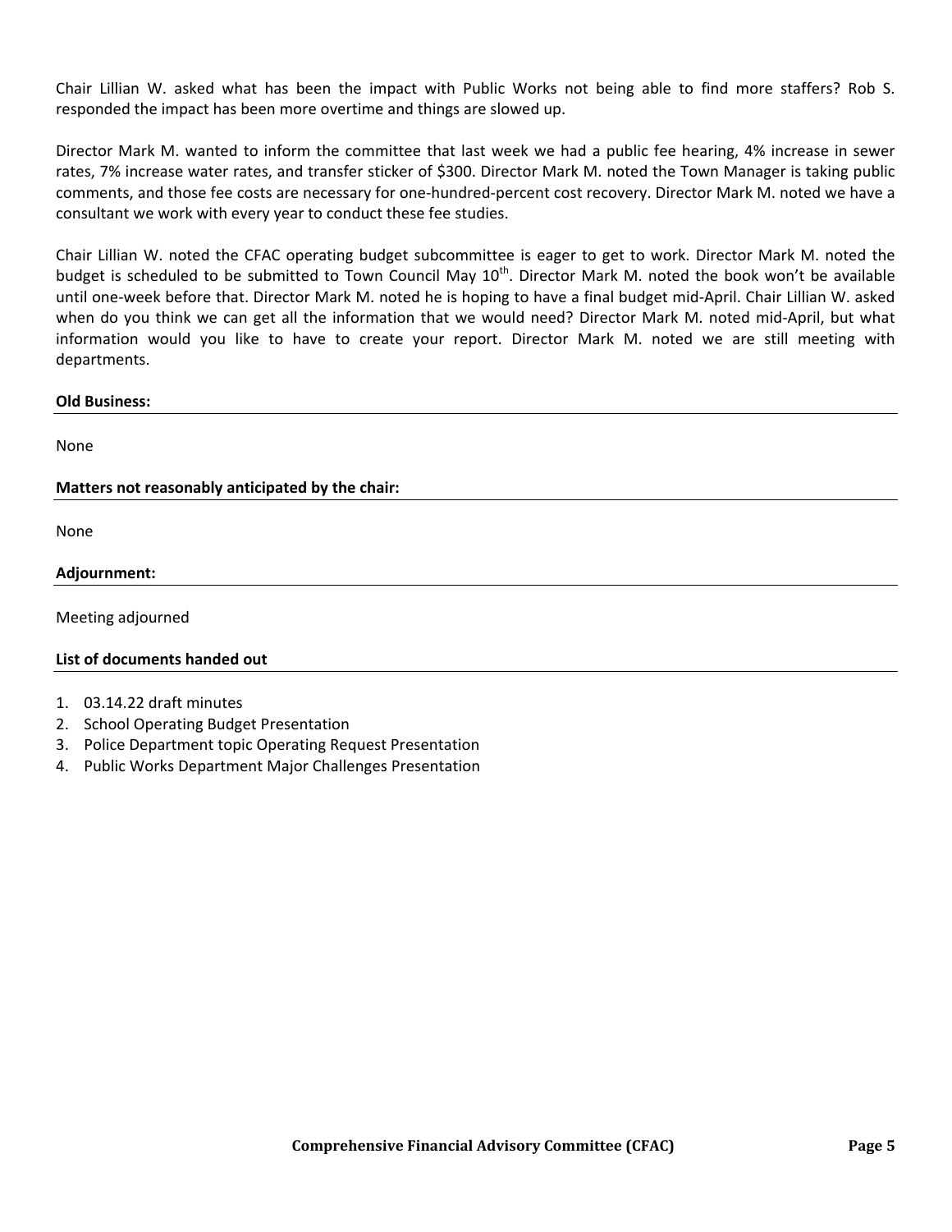Chair Lillian W. asked what has been the impact with Public Works not being able to find more staffers? Rob S. responded the impact has been more overtime and things are slowed up.

Director Mark M. wanted to inform the committee that last week we had a public fee hearing, 4% increase in sewer rates, 7% increase water rates, and transfer sticker of $300. Director Mark M. noted the Town Manager is taking public comments, and those fee costs are necessary for one-hundred-percent cost recovery. Director Mark M. noted we have a consultant we work with every year to conduct these fee studies.

Chair Lillian W. noted the CFAC operating budget subcommittee is eager to get to work. Director Mark M. noted the budget is scheduled to be submitted to Town Council May 10th. Director Mark M. noted the book won't be available until one-week before that. Director Mark M. noted he is hoping to have a final budget mid-April. Chair Lillian W. asked when do you think we can get all the information that we would need? Director Mark M. noted mid-April, but what information would you like to have to create your report. Director Mark M. noted we are still meeting with departments.

**Old Business:**

None

**Matters not reasonably anticipated by the chair:**

None

**Adjournment:**

Meeting adjourned

**List of documents handed out**

1. 03.14.22 draft minutes
2. School Operating Budget Presentation
3. Police Department topic Operating Request Presentation
4. Public Works Department Major Challenges Presentation